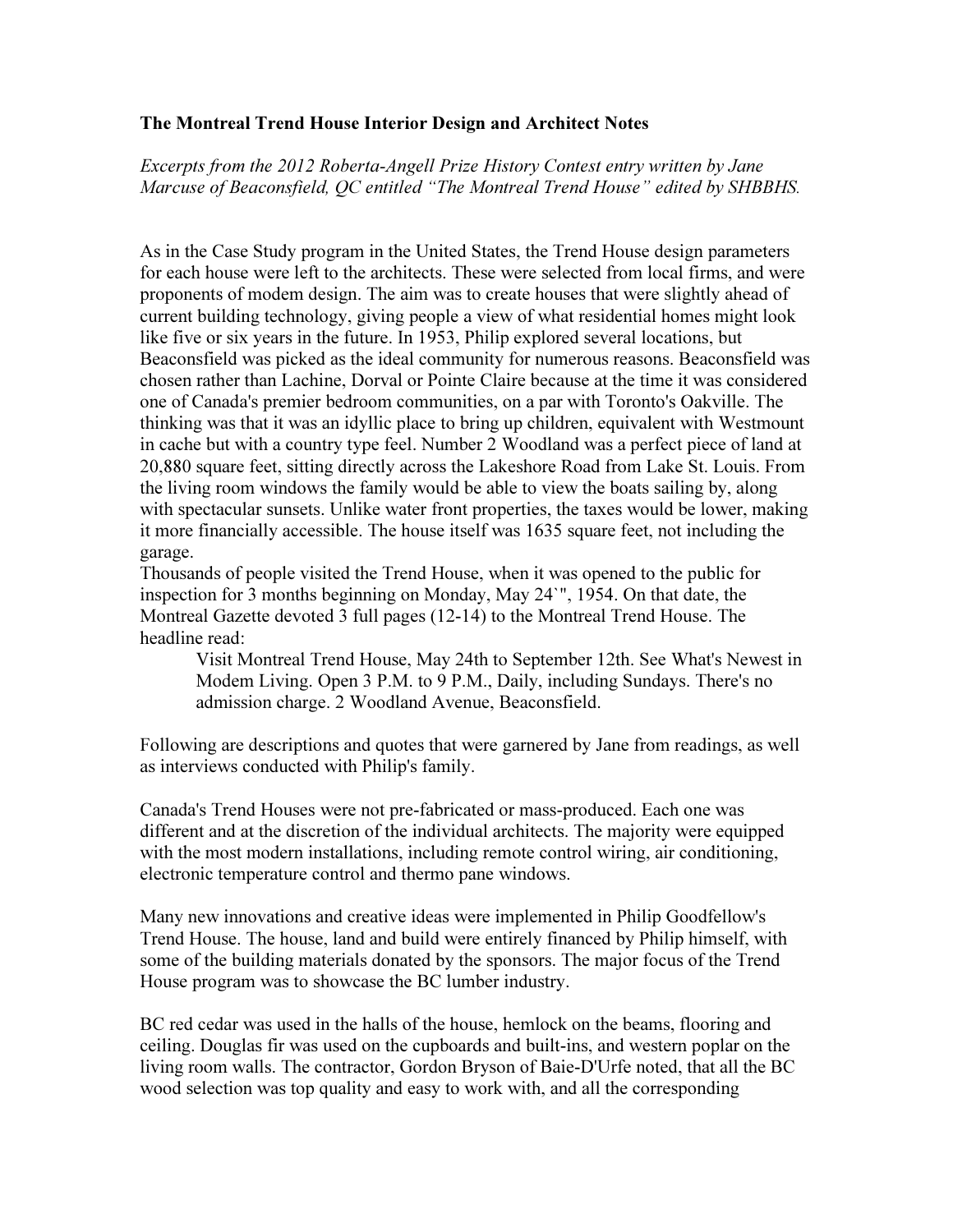**The Montreal Trend House Interior Design and Architect Notes**

*Excerpts from the 2012 Roberta-Angell Prize History Contest entry written by Jane Marcuse of Beaconsfield, QC entitled "The Montreal Trend House" edited by SHBBHS.*

As in the Case Study program in the United States, the Trend House design parameters for each house were left to the architects. These were selected from local firms, and were proponents of modem design. The aim was to create houses that were slightly ahead of current building technology, giving people a view of what residential homes might look like five or six years in the future. In 1953, Philip explored several locations, but Beaconsfield was picked as the ideal community for numerous reasons. Beaconsfield was chosen rather than Lachine, Dorval or Pointe Claire because at the time it was considered one of Canada's premier bedroom communities, on a par with Toronto's Oakville. The thinking was that it was an idyllic place to bring up children, equivalent with Westmount in cache but with a country type feel. Number 2 Woodland was a perfect piece of land at 20,880 square feet, sitting directly across the Lakeshore Road from Lake St. Louis. From the living room windows the family would be able to view the boats sailing by, along with spectacular sunsets. Unlike water front properties, the taxes would be lower, making it more financially accessible. The house itself was 1635 square feet, not including the garage.

Thousands of people visited the Trend House, when it was opened to the public for inspection for 3 months beginning on Monday, May 24`", 1954. On that date, the Montreal Gazette devoted 3 full pages (12-14) to the Montreal Trend House. The headline read:

> Visit Montreal Trend House, May 24th to September 12th. See What's Newest in Modem Living. Open 3 P.M. to 9 P.M., Daily, including Sundays. There's no admission charge. 2 Woodland Avenue, Beaconsfield.

Following are descriptions and quotes that were garnered by Jane from readings, as well as interviews conducted with Philip's family.

Canada's Trend Houses were not pre-fabricated or mass-produced. Each one was different and at the discretion of the individual architects. The majority were equipped with the most modern installations, including remote control wiring, air conditioning, electronic temperature control and thermo pane windows.

Many new innovations and creative ideas were implemented in Philip Goodfellow's Trend House. The house, land and build were entirely financed by Philip himself, with some of the building materials donated by the sponsors. The major focus of the Trend House program was to showcase the BC lumber industry.

BC red cedar was used in the halls of the house, hemlock on the beams, flooring and ceiling. Douglas fir was used on the cupboards and built-ins, and western poplar on the living room walls. The contractor, Gordon Bryson of Baie-D'Urfe noted, that all the BC wood selection was top quality and easy to work with, and all the corresponding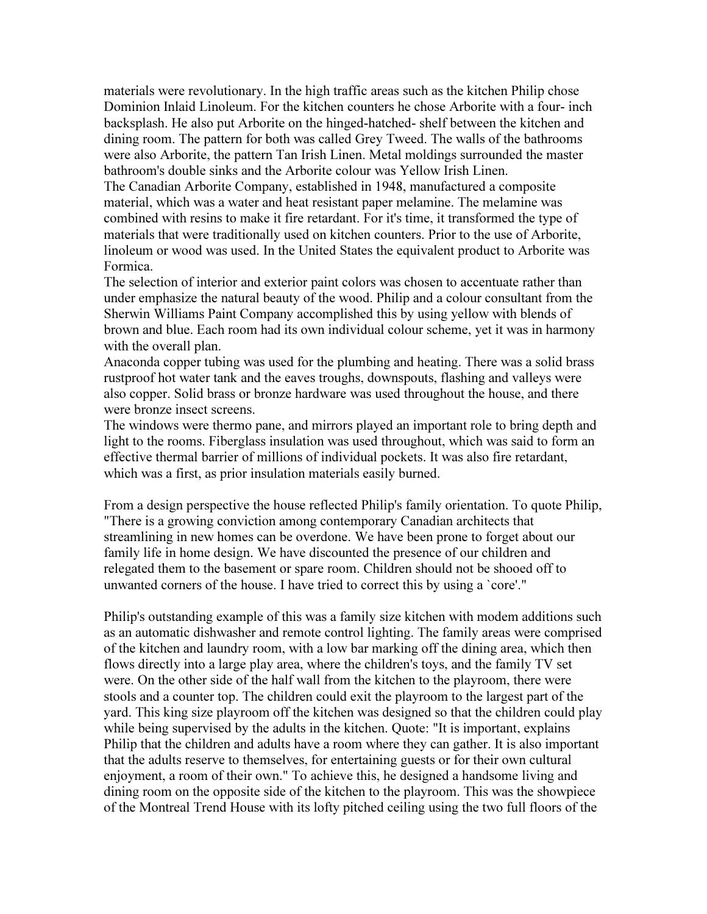materials were revolutionary. In the high traffic areas such as the kitchen Philip chose Dominion Inlaid Linoleum. For the kitchen counters he chose Arborite with a four- inch backsplash. He also put Arborite on the hinged-hatched- shelf between the kitchen and dining room. The pattern for both was called Grey Tweed. The walls of the bathrooms were also Arborite, the pattern Tan Irish Linen. Metal moldings surrounded the master bathroom's double sinks and the Arborite colour was Yellow Irish Linen.

The Canadian Arborite Company, established in 1948, manufactured a composite material, which was a water and heat resistant paper melamine. The melamine was combined with resins to make it fire retardant. For it's time, it transformed the type of materials that were traditionally used on kitchen counters. Prior to the use of Arborite, linoleum or wood was used. In the United States the equivalent product to Arborite was Formica.

The selection of interior and exterior paint colors was chosen to accentuate rather than under emphasize the natural beauty of the wood. Philip and a colour consultant from the Sherwin Williams Paint Company accomplished this by using yellow with blends of brown and blue. Each room had its own individual colour scheme, yet it was in harmony with the overall plan.

Anaconda copper tubing was used for the plumbing and heating. There was a solid brass rustproof hot water tank and the eaves troughs, downspouts, flashing and valleys were also copper. Solid brass or bronze hardware was used throughout the house, and there were bronze insect screens.

The windows were thermo pane, and mirrors played an important role to bring depth and light to the rooms. Fiberglass insulation was used throughout, which was said to form an effective thermal barrier of millions of individual pockets. It was also fire retardant, which was a first, as prior insulation materials easily burned.

From a design perspective the house reflected Philip's family orientation. To quote Philip, "There is a growing conviction among contemporary Canadian architects that streamlining in new homes can be overdone. We have been prone to forget about our family life in home design. We have discounted the presence of our children and relegated them to the basement or spare room. Children should not be shooed off to unwanted corners of the house. I have tried to correct this by using a `core'."

Philip's outstanding example of this was a family size kitchen with modem additions such as an automatic dishwasher and remote control lighting. The family areas were comprised of the kitchen and laundry room, with a low bar marking off the dining area, which then flows directly into a large play area, where the children's toys, and the family TV set were. On the other side of the half wall from the kitchen to the playroom, there were stools and a counter top. The children could exit the playroom to the largest part of the yard. This king size playroom off the kitchen was designed so that the children could play while being supervised by the adults in the kitchen. Quote: "It is important, explains Philip that the children and adults have a room where they can gather. It is also important that the adults reserve to themselves, for entertaining guests or for their own cultural enjoyment, a room of their own." To achieve this, he designed a handsome living and dining room on the opposite side of the kitchen to the playroom. This was the showpiece of the Montreal Trend House with its lofty pitched ceiling using the two full floors of the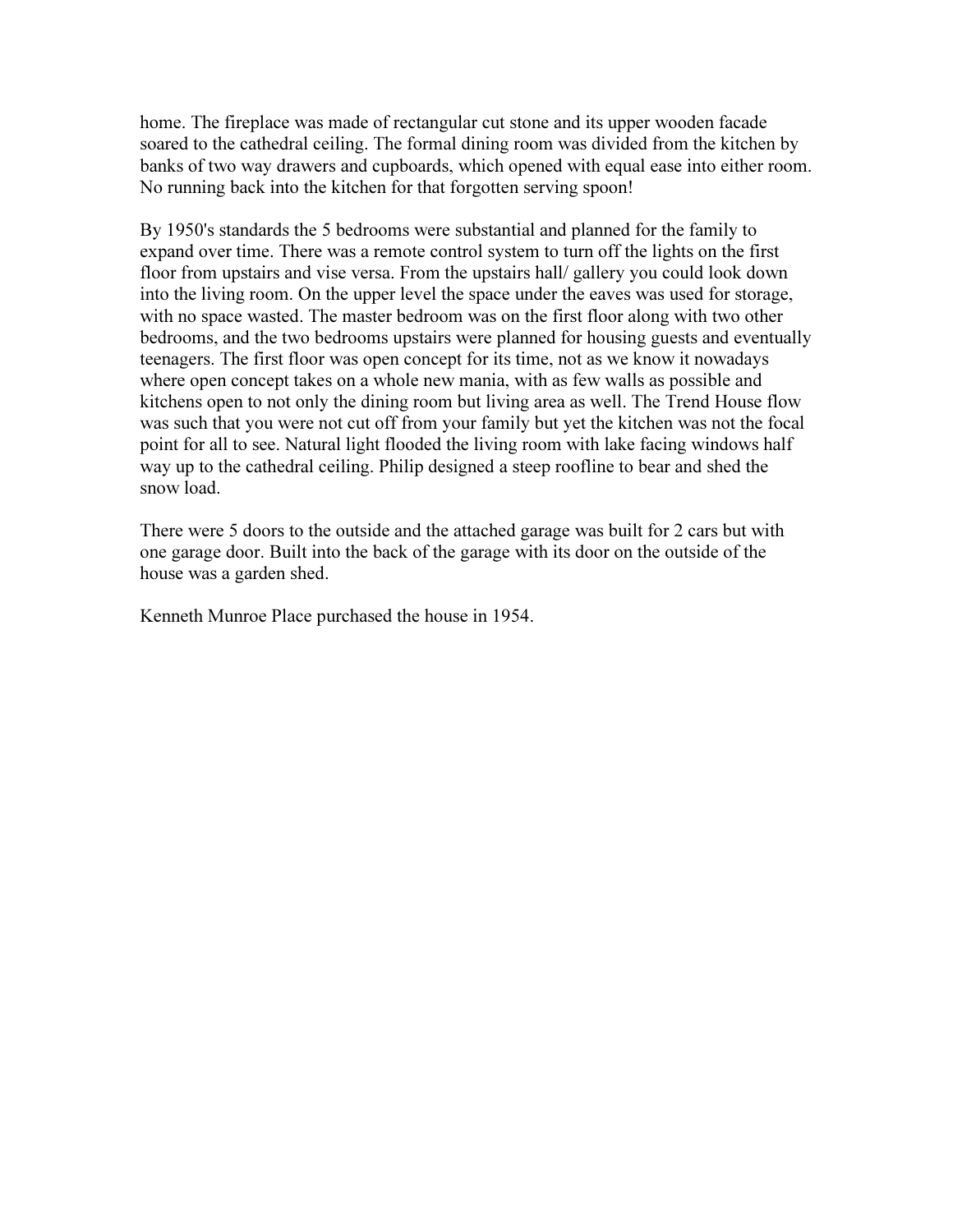home. The fireplace was made of rectangular cut stone and its upper wooden facade soared to the cathedral ceiling. The formal dining room was divided from the kitchen by banks of two way drawers and cupboards, which opened with equal ease into either room. No running back into the kitchen for that forgotten serving spoon!

By 1950's standards the 5 bedrooms were substantial and planned for the family to expand over time. There was a remote control system to turn off the lights on the first floor from upstairs and vise versa. From the upstairs hall/ gallery you could look down into the living room. On the upper level the space under the eaves was used for storage, with no space wasted. The master bedroom was on the first floor along with two other bedrooms, and the two bedrooms upstairs were planned for housing guests and eventually teenagers. The first floor was open concept for its time, not as we know it nowadays where open concept takes on a whole new mania, with as few walls as possible and kitchens open to not only the dining room but living area as well. The Trend House flow was such that you were not cut off from your family but yet the kitchen was not the focal point for all to see. Natural light flooded the living room with lake facing windows half way up to the cathedral ceiling. Philip designed a steep roofline to bear and shed the snow load.

There were 5 doors to the outside and the attached garage was built for 2 cars but with one garage door. Built into the back of the garage with its door on the outside of the house was a garden shed.

Kenneth Munroe Place purchased the house in 1954.